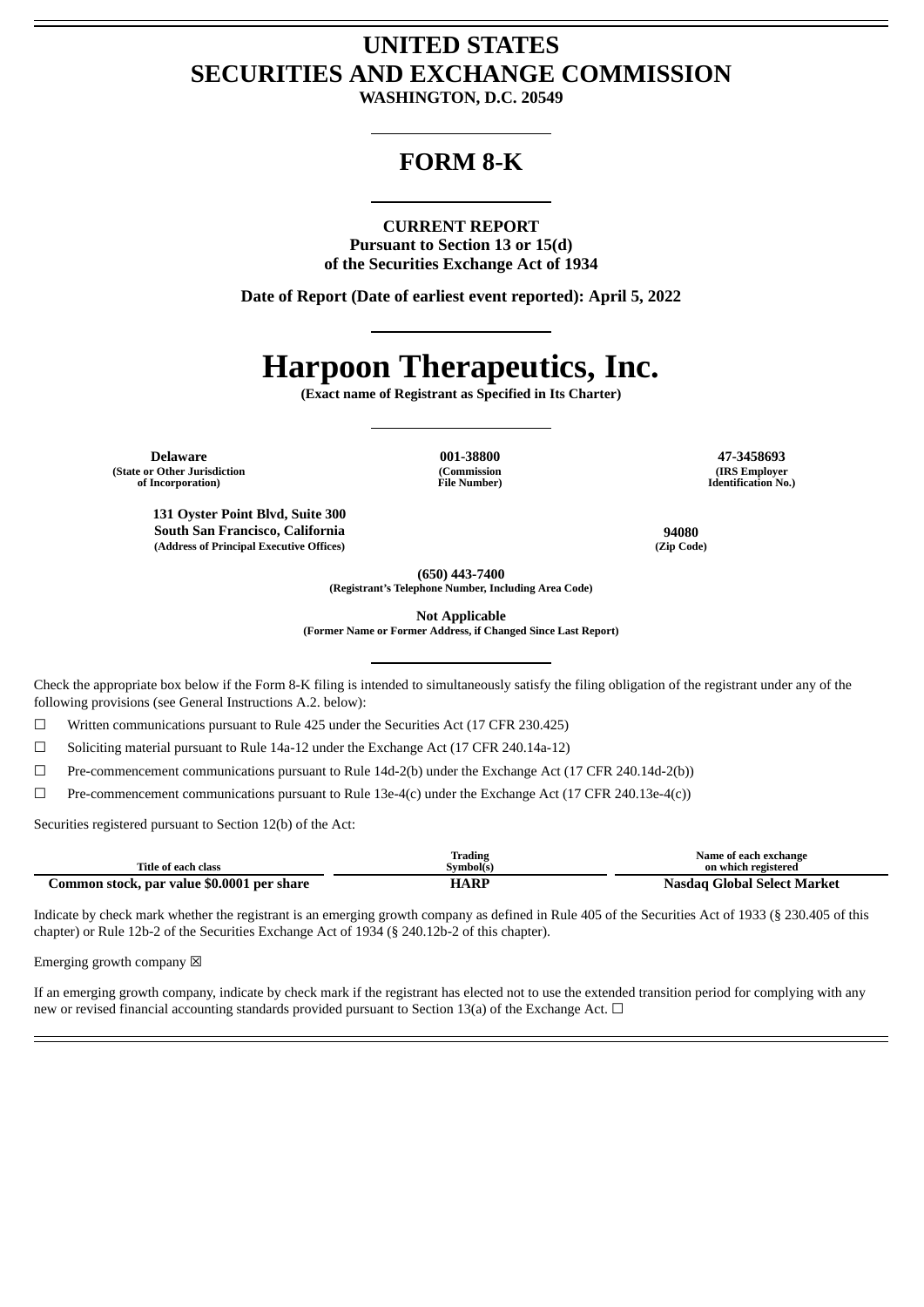# UNITED STATES
# SECURITIES AND EXCHANGE COMMISSION

**WASHINGTON, D.C. 20549**

## FORM 8-K

**CURRENT REPORT**
**Pursuant to Section 13 or 15(d)**
**of the Securities Exchange Act of 1934**

**Date of Report (Date of earliest event reported): April 5, 2022**

# Harpoon Therapeutics, Inc.

**(Exact name of Registrant as Specified in Its Charter)**

| Delaware | 001-38800 | 47-3458693 |
|---|---|---|
| (State or Other Jurisdiction of Incorporation) | (Commission File Number) | (IRS Employer Identification No.) |

| 131 Oyster Point Blvd, Suite 300 South San Francisco, California | 94080 |
|---|---|
| (Address of Principal Executive Offices) | (Zip Code) |

**(650) 443-7400**
**(Registrant's Telephone Number, Including Area Code)**

**Not Applicable**
**(Former Name or Former Address, if Changed Since Last Report)**

Check the appropriate box below if the Form 8-K filing is intended to simultaneously satisfy the filing obligation of the registrant under any of the following provisions (see General Instructions A.2. below):

☐ Written communications pursuant to Rule 425 under the Securities Act (17 CFR 230.425)

☐ Soliciting material pursuant to Rule 14a-12 under the Exchange Act (17 CFR 240.14a-12)

☐ Pre-commencement communications pursuant to Rule 14d-2(b) under the Exchange Act (17 CFR 240.14d-2(b))

☐ Pre-commencement communications pursuant to Rule 13e-4(c) under the Exchange Act (17 CFR 240.13e-4(c))

Securities registered pursuant to Section 12(b) of the Act:

| Title of each class | Trading Symbol(s) | Name of each exchange on which registered |
|---|---|---|
| **Common stock, par value $0.0001 per share** | **HARP** | **Nasdaq Global Select Market** |

Indicate by check mark whether the registrant is an emerging growth company as defined in Rule 405 of the Securities Act of 1933 (§ 230.405 of this chapter) or Rule 12b-2 of the Securities Exchange Act of 1934 (§ 240.12b-2 of this chapter).

Emerging growth company ☒

If an emerging growth company, indicate by check mark if the registrant has elected not to use the extended transition period for complying with any new or revised financial accounting standards provided pursuant to Section 13(a) of the Exchange Act. ☐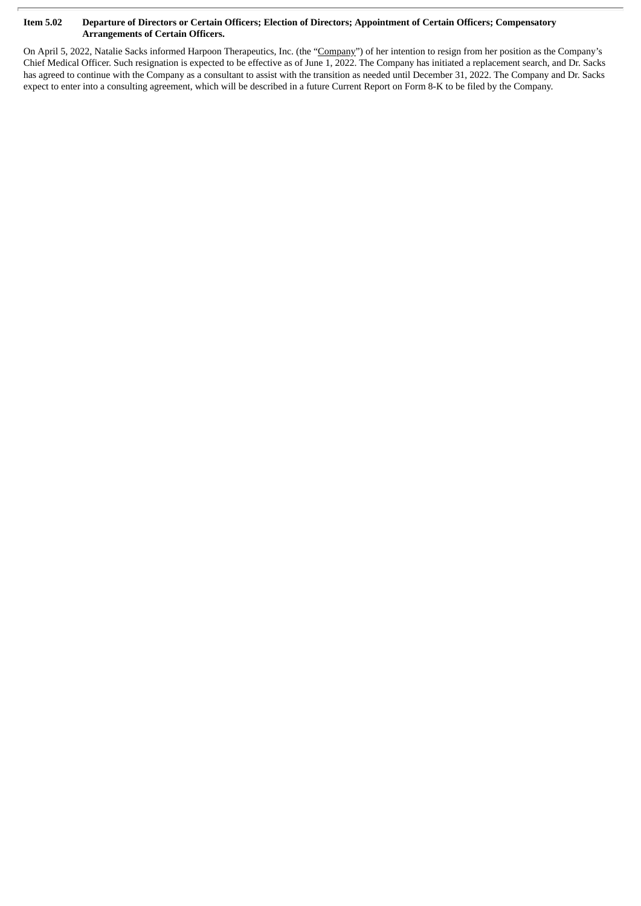**Item 5.02 Departure of Directors or Certain Officers; Election of Directors; Appointment of Certain Officers; Compensatory Arrangements of Certain Officers.**

On April 5, 2022, Natalie Sacks informed Harpoon Therapeutics, Inc. (the "Company") of her intention to resign from her position as the Company's Chief Medical Officer. Such resignation is expected to be effective as of June 1, 2022. The Company has initiated a replacement search, and Dr. Sacks has agreed to continue with the Company as a consultant to assist with the transition as needed until December 31, 2022. The Company and Dr. Sacks expect to enter into a consulting agreement, which will be described in a future Current Report on Form 8-K to be filed by the Company.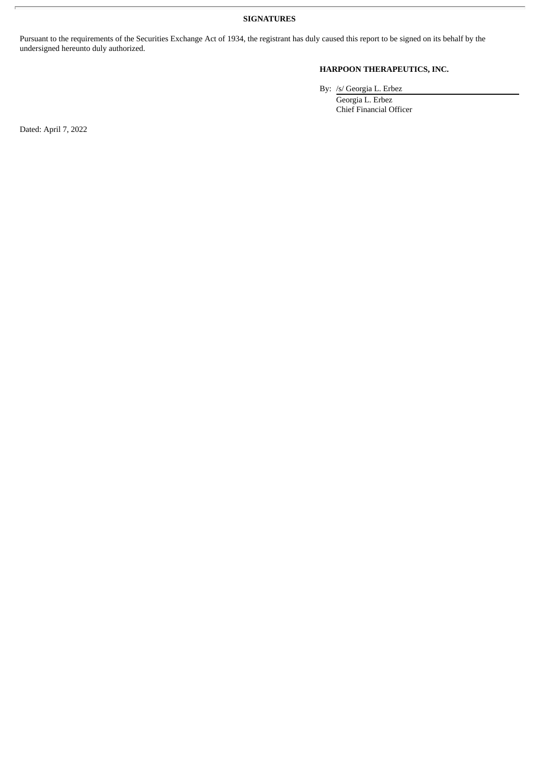**SIGNATURES**

Pursuant to the requirements of the Securities Exchange Act of 1934, the registrant has duly caused this report to be signed on its behalf by the undersigned hereunto duly authorized.

**HARPOON THERAPEUTICS, INC.**

By: /s/ Georgia L. Erbez

Georgia L. Erbez
Chief Financial Officer

Dated: April 7, 2022